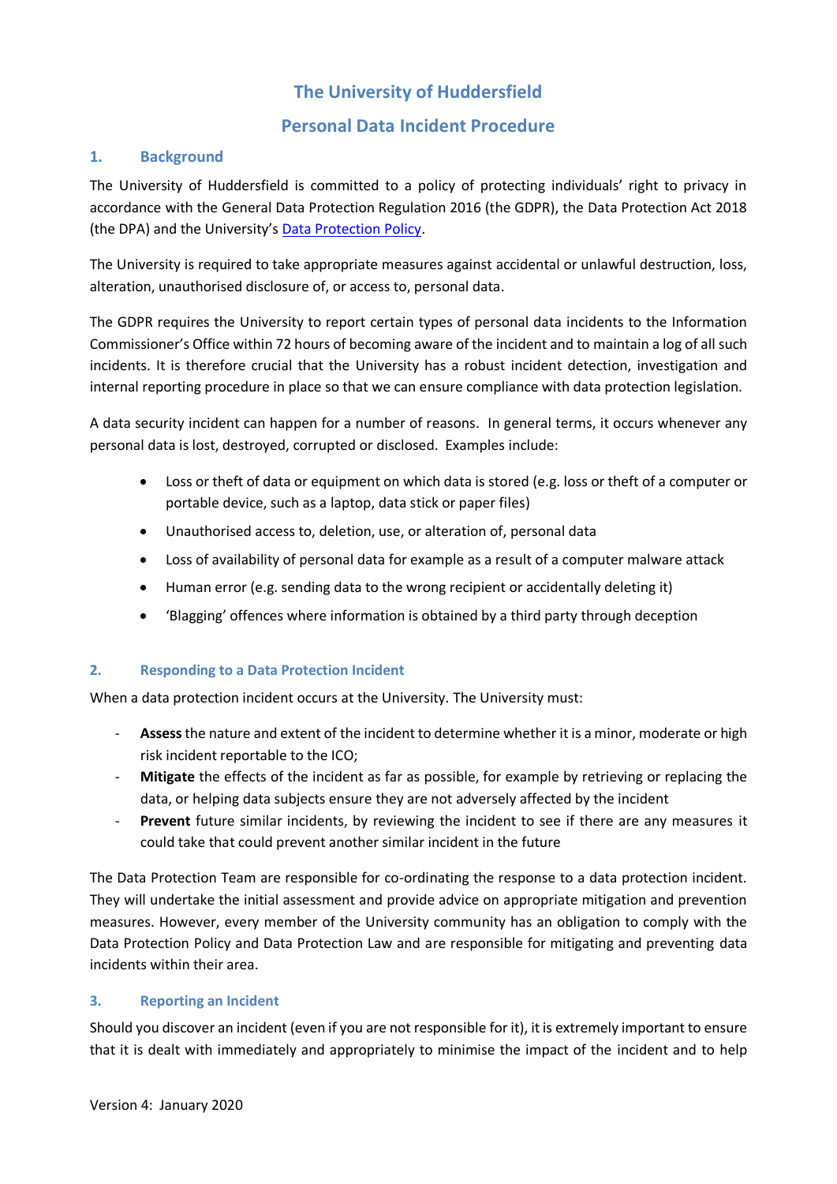# The University of Huddersfield

# Personal Data Incident Procedure

## 1. Background

The University of Huddersfield is committed to a policy of protecting individuals' right to privacy in accordance with the General Data Protection Regulation 2016 (the GDPR), the Data Protection Act 2018 (the DPA) and the University's Data Protection Policy.

The University is required to take appropriate measures against accidental or unlawful destruction, loss, alteration, unauthorised disclosure of, or access to, personal data.

The GDPR requires the University to report certain types of personal data incidents to the Information Commissioner's Office within 72 hours of becoming aware of the incident and to maintain a log of all such incidents. It is therefore crucial that the University has a robust incident detection, investigation and internal reporting procedure in place so that we can ensure compliance with data protection legislation.

A data security incident can happen for a number of reasons. In general terms, it occurs whenever any personal data is lost, destroyed, corrupted or disclosed. Examples include:

- Loss or theft of data or equipment on which data is stored (e.g. loss or theft of a computer or portable device, such as a laptop, data stick or paper files)
- Unauthorised access to, deletion, use, or alteration of, personal data
- Loss of availability of personal data for example as a result of a computer malware attack
- Human error (e.g. sending data to the wrong recipient or accidentally deleting it)
- 'Blagging' offences where information is obtained by a third party through deception

## 2. Responding to a Data Protection Incident

When a data protection incident occurs at the University. The University must:

- **Assess** the nature and extent of the incident to determine whether it is a minor, moderate or high risk incident reportable to the ICO;
- **Mitigate** the effects of the incident as far as possible, for example by retrieving or replacing the data, or helping data subjects ensure they are not adversely affected by the incident
- **Prevent** future similar incidents, by reviewing the incident to see if there are any measures it could take that could prevent another similar incident in the future

The Data Protection Team are responsible for co-ordinating the response to a data protection incident. They will undertake the initial assessment and provide advice on appropriate mitigation and prevention measures. However, every member of the University community has an obligation to comply with the Data Protection Policy and Data Protection Law and are responsible for mitigating and preventing data incidents within their area.

## 3. Reporting an Incident

Should you discover an incident (even if you are not responsible for it), it is extremely important to ensure that it is dealt with immediately and appropriately to minimise the impact of the incident and to help

Version 4: January 2020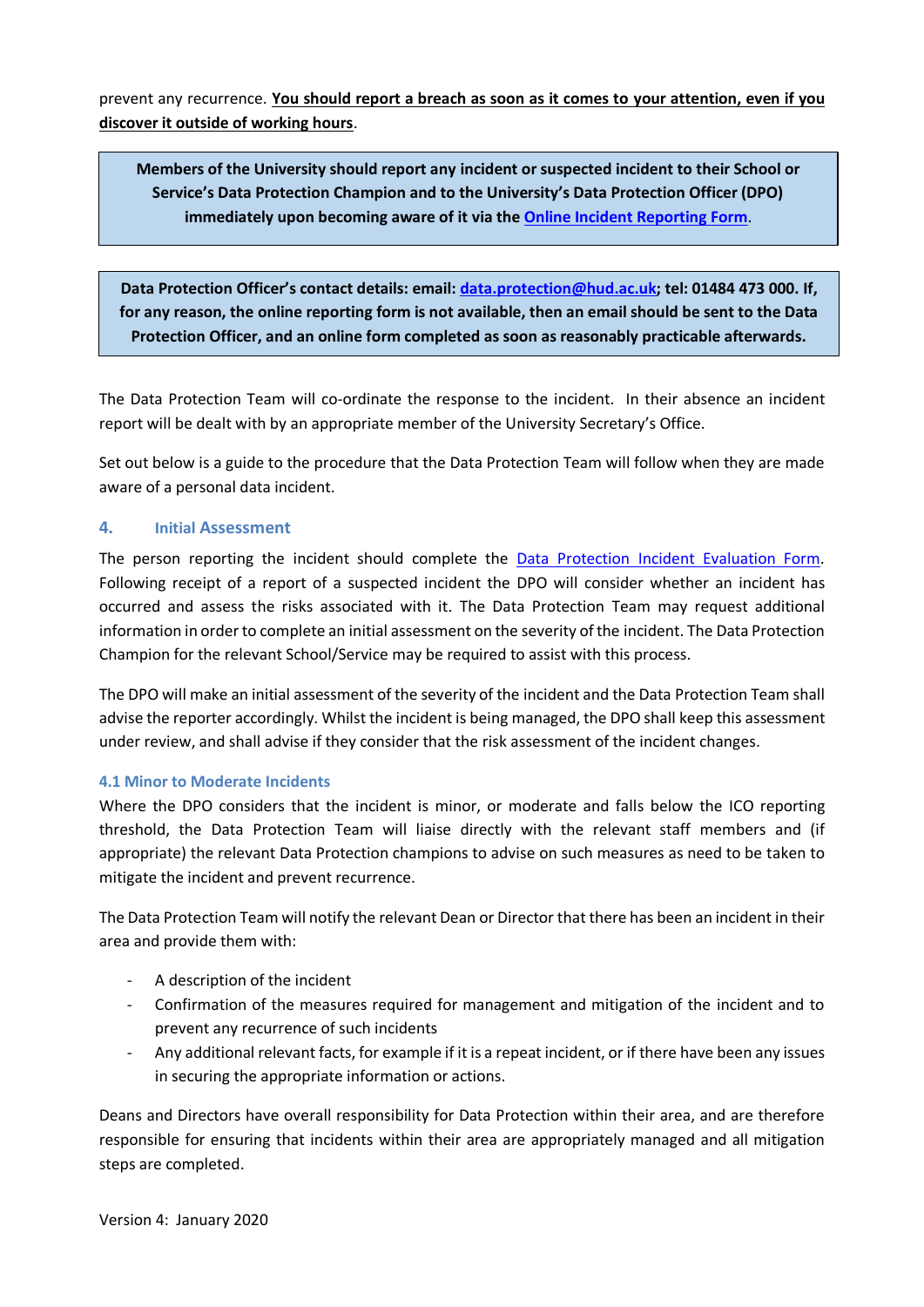prevent any recurrence. **<u>You should report a breach as soon as it comes to your attention, even if you discover it outside of working hours</u>**.

> **Members of the University should report any incident or suspected incident to their School or Service's Data Protection Champion and to the University's Data Protection Officer (DPO) immediately upon becoming aware of it via the [Online Incident Reporting Form](#).**

> **Data Protection Officer's contact details: email: [data.protection@hud.ac.uk](mailto:data.protection@hud.ac.uk); tel: 01484 473 000. If, for any reason, the online reporting form is not available, then an email should be sent to the Data Protection Officer, and an online form completed as soon as reasonably practicable afterwards.**

The Data Protection Team will co-ordinate the response to the incident. In their absence an incident report will be dealt with by an appropriate member of the University Secretary's Office.

Set out below is a guide to the procedure that the Data Protection Team will follow when they are made aware of a personal data incident.

## 4. Initial Assessment

The person reporting the incident should complete the [Data Protection Incident Evaluation Form](#). Following receipt of a report of a suspected incident the DPO will consider whether an incident has occurred and assess the risks associated with it. The Data Protection Team may request additional information in order to complete an initial assessment on the severity of the incident. The Data Protection Champion for the relevant School/Service may be required to assist with this process.

The DPO will make an initial assessment of the severity of the incident and the Data Protection Team shall advise the reporter accordingly. Whilst the incident is being managed, the DPO shall keep this assessment under review, and shall advise if they consider that the risk assessment of the incident changes.

### 4.1 Minor to Moderate Incidents

Where the DPO considers that the incident is minor, or moderate and falls below the ICO reporting threshold, the Data Protection Team will liaise directly with the relevant staff members and (if appropriate) the relevant Data Protection champions to advise on such measures as need to be taken to mitigate the incident and prevent recurrence.

The Data Protection Team will notify the relevant Dean or Director that there has been an incident in their area and provide them with:

- A description of the incident
- Confirmation of the measures required for management and mitigation of the incident and to prevent any recurrence of such incidents
- Any additional relevant facts, for example if it is a repeat incident, or if there have been any issues in securing the appropriate information or actions.

Deans and Directors have overall responsibility for Data Protection within their area, and are therefore responsible for ensuring that incidents within their area are appropriately managed and all mitigation steps are completed.

Version 4: January 2020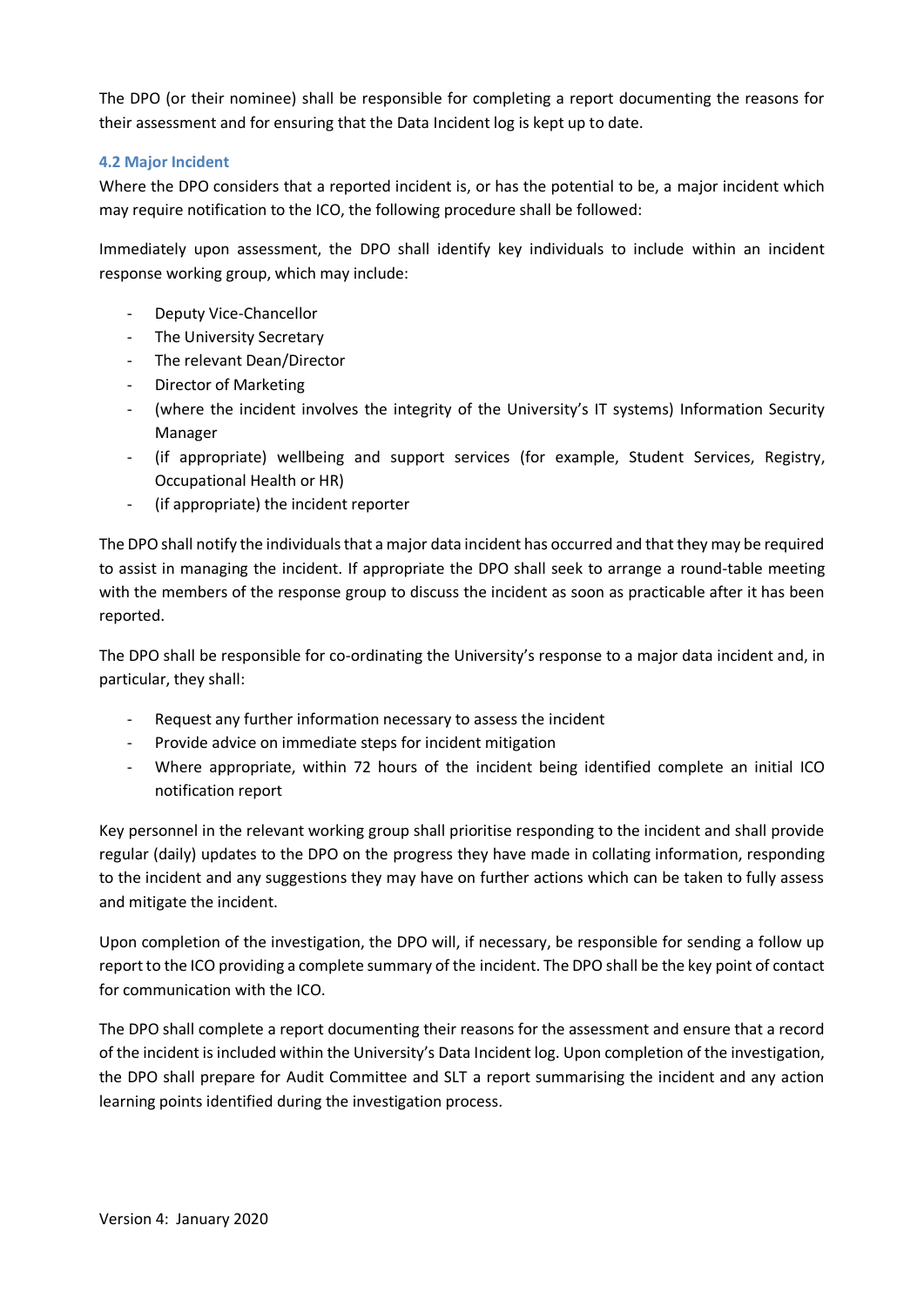The DPO (or their nominee) shall be responsible for completing a report documenting the reasons for their assessment and for ensuring that the Data Incident log is kept up to date.

### 4.2 Major Incident

Where the DPO considers that a reported incident is, or has the potential to be, a major incident which may require notification to the ICO, the following procedure shall be followed:

Immediately upon assessment, the DPO shall identify key individuals to include within an incident response working group, which may include:

- Deputy Vice-Chancellor
- The University Secretary
- The relevant Dean/Director
- Director of Marketing
- (where the incident involves the integrity of the University's IT systems) Information Security Manager
- (if appropriate) wellbeing and support services (for example, Student Services, Registry, Occupational Health or HR)
- (if appropriate) the incident reporter

The DPO shall notify the individuals that a major data incident has occurred and that they may be required to assist in managing the incident. If appropriate the DPO shall seek to arrange a round-table meeting with the members of the response group to discuss the incident as soon as practicable after it has been reported.

The DPO shall be responsible for co-ordinating the University's response to a major data incident and, in particular, they shall:

- Request any further information necessary to assess the incident
- Provide advice on immediate steps for incident mitigation
- Where appropriate, within 72 hours of the incident being identified complete an initial ICO notification report

Key personnel in the relevant working group shall prioritise responding to the incident and shall provide regular (daily) updates to the DPO on the progress they have made in collating information, responding to the incident and any suggestions they may have on further actions which can be taken to fully assess and mitigate the incident.

Upon completion of the investigation, the DPO will, if necessary, be responsible for sending a follow up report to the ICO providing a complete summary of the incident. The DPO shall be the key point of contact for communication with the ICO.

The DPO shall complete a report documenting their reasons for the assessment and ensure that a record of the incident is included within the University's Data Incident log. Upon completion of the investigation, the DPO shall prepare for Audit Committee and SLT a report summarising the incident and any action learning points identified during the investigation process.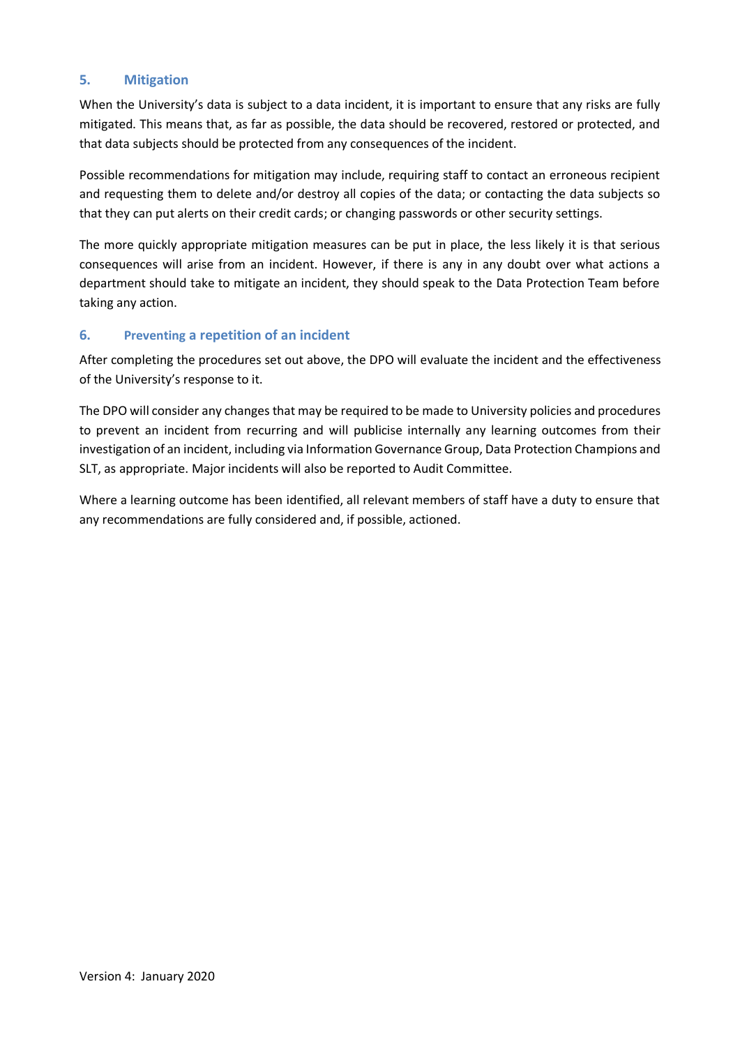## 5. Mitigation

When the University's data is subject to a data incident, it is important to ensure that any risks are fully mitigated. This means that, as far as possible, the data should be recovered, restored or protected, and that data subjects should be protected from any consequences of the incident.

Possible recommendations for mitigation may include, requiring staff to contact an erroneous recipient and requesting them to delete and/or destroy all copies of the data; or contacting the data subjects so that they can put alerts on their credit cards; or changing passwords or other security settings.

The more quickly appropriate mitigation measures can be put in place, the less likely it is that serious consequences will arise from an incident. However, if there is any in any doubt over what actions a department should take to mitigate an incident, they should speak to the Data Protection Team before taking any action.

## 6. Preventing a repetition of an incident

After completing the procedures set out above, the DPO will evaluate the incident and the effectiveness of the University's response to it.

The DPO will consider any changes that may be required to be made to University policies and procedures to prevent an incident from recurring and will publicise internally any learning outcomes from their investigation of an incident, including via Information Governance Group, Data Protection Champions and SLT, as appropriate. Major incidents will also be reported to Audit Committee.

Where a learning outcome has been identified, all relevant members of staff have a duty to ensure that any recommendations are fully considered and, if possible, actioned.

Version 4: January 2020